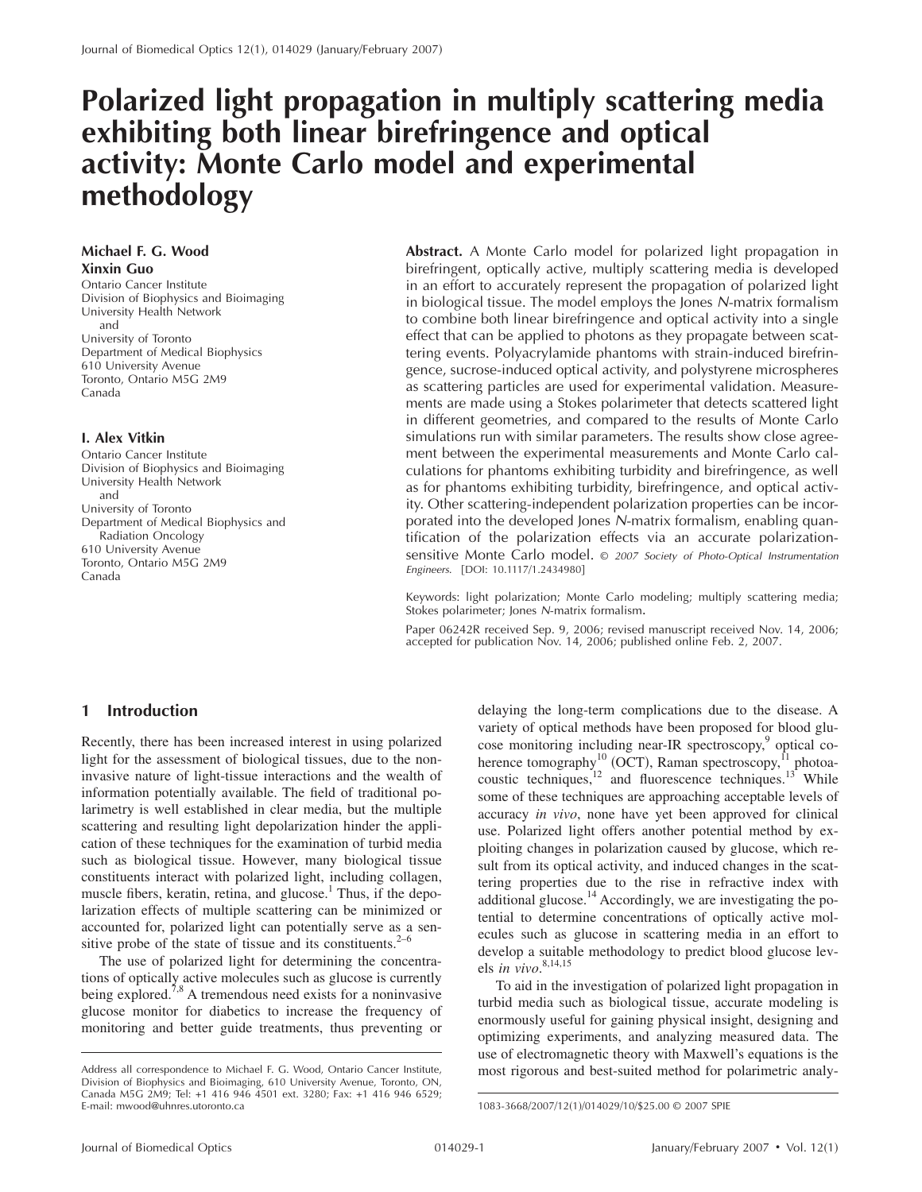# Polarized light propagation in multiply scattering media exhibiting both linear birefringence and optical activity: Monte Carlo model and experimental methodology

**Michael F. G. Wood**
**Xinxin Guo**
Ontario Cancer Institute
Division of Biophysics and Bioimaging
University Health Network
and
University of Toronto
Department of Medical Biophysics
610 University Avenue
Toronto, Ontario M5G 2M9
Canada

**I. Alex Vitkin**
Ontario Cancer Institute
Division of Biophysics and Bioimaging
University Health Network
and
University of Toronto
Department of Medical Biophysics and Radiation Oncology
610 University Avenue
Toronto, Ontario M5G 2M9
Canada

**Abstract.** A Monte Carlo model for polarized light propagation in birefringent, optically active, multiply scattering media is developed in an effort to accurately represent the propagation of polarized light in biological tissue. The model employs the Jones *N*-matrix formalism to combine both linear birefringence and optical activity into a single effect that can be applied to photons as they propagate between scattering events. Polyacrylamide phantoms with strain-induced birefringence, sucrose-induced optical activity, and polystyrene microspheres as scattering particles are used for experimental validation. Measurements are made using a Stokes polarimeter that detects scattered light in different geometries, and compared to the results of Monte Carlo simulations run with similar parameters. The results show close agreement between the experimental measurements and Monte Carlo calculations for phantoms exhibiting turbidity and birefringence, as well as for phantoms exhibiting turbidity, birefringence, and optical activity. Other scattering-independent polarization properties can be incorporated into the developed Jones *N*-matrix formalism, enabling quantification of the polarization effects via an accurate polarization-sensitive Monte Carlo model. *© 2007 Society of Photo-Optical Instrumentation Engineers.* [DOI: 10.1117/1.2434980]

Keywords: light polarization; Monte Carlo modeling; multiply scattering media; Stokes polarimeter; Jones *N*-matrix formalism.

Paper 06242R received Sep. 9, 2006; revised manuscript received Nov. 14, 2006; accepted for publication Nov. 14, 2006; published online Feb. 2, 2007.

## 1 Introduction

Recently, there has been increased interest in using polarized light for the assessment of biological tissues, due to the noninvasive nature of light-tissue interactions and the wealth of information potentially available. The field of traditional polarimetry is well established in clear media, but the multiple scattering and resulting light depolarization hinder the application of these techniques for the examination of turbid media such as biological tissue. However, many biological tissue constituents interact with polarized light, including collagen, muscle fibers, keratin, retina, and glucose.[1] Thus, if the depolarization effects of multiple scattering can be minimized or accounted for, polarized light can potentially serve as a sensitive probe of the state of tissue and its constituents.[2–6]

The use of polarized light for determining the concentrations of optically active molecules such as glucose is currently being explored.[7,8] A tremendous need exists for a noninvasive glucose monitor for diabetics to increase the frequency of monitoring and better guide treatments, thus preventing or delaying the long-term complications due to the disease. A variety of optical methods have been proposed for blood glucose monitoring including near-IR spectroscopy,[9] optical coherence tomography[10] (OCT), Raman spectroscopy,[11] photoacoustic techniques,[12] and fluorescence techniques.[13] While some of these techniques are approaching acceptable levels of accuracy *in vivo*, none have yet been approved for clinical use. Polarized light offers another potential method by exploiting changes in polarization caused by glucose, which result from its optical activity, and induced changes in the scattering properties due to the rise in refractive index with additional glucose.[14] Accordingly, we are investigating the potential to determine concentrations of optically active molecules such as glucose in scattering media in an effort to develop a suitable methodology to predict blood glucose levels *in vivo*.[8,14,15]

To aid in the investigation of polarized light propagation in turbid media such as biological tissue, accurate modeling is enormously useful for gaining physical insight, designing and optimizing experiments, and analyzing measured data. The use of electromagnetic theory with Maxwell's equations is the most rigorous and best-suited method for polarimetric analy-

Address all correspondence to Michael F. G. Wood, Ontario Cancer Institute, Division of Biophysics and Bioimaging, 610 University Avenue, Toronto, ON, Canada M5G 2M9; Tel: +1 416 946 4501 ext. 3280; Fax: +1 416 946 6529; E-mail: mwood@uhnres.utoronto.ca

1083-3668/2007/12(1)/014029/10/$25.00 © 2007 SPIE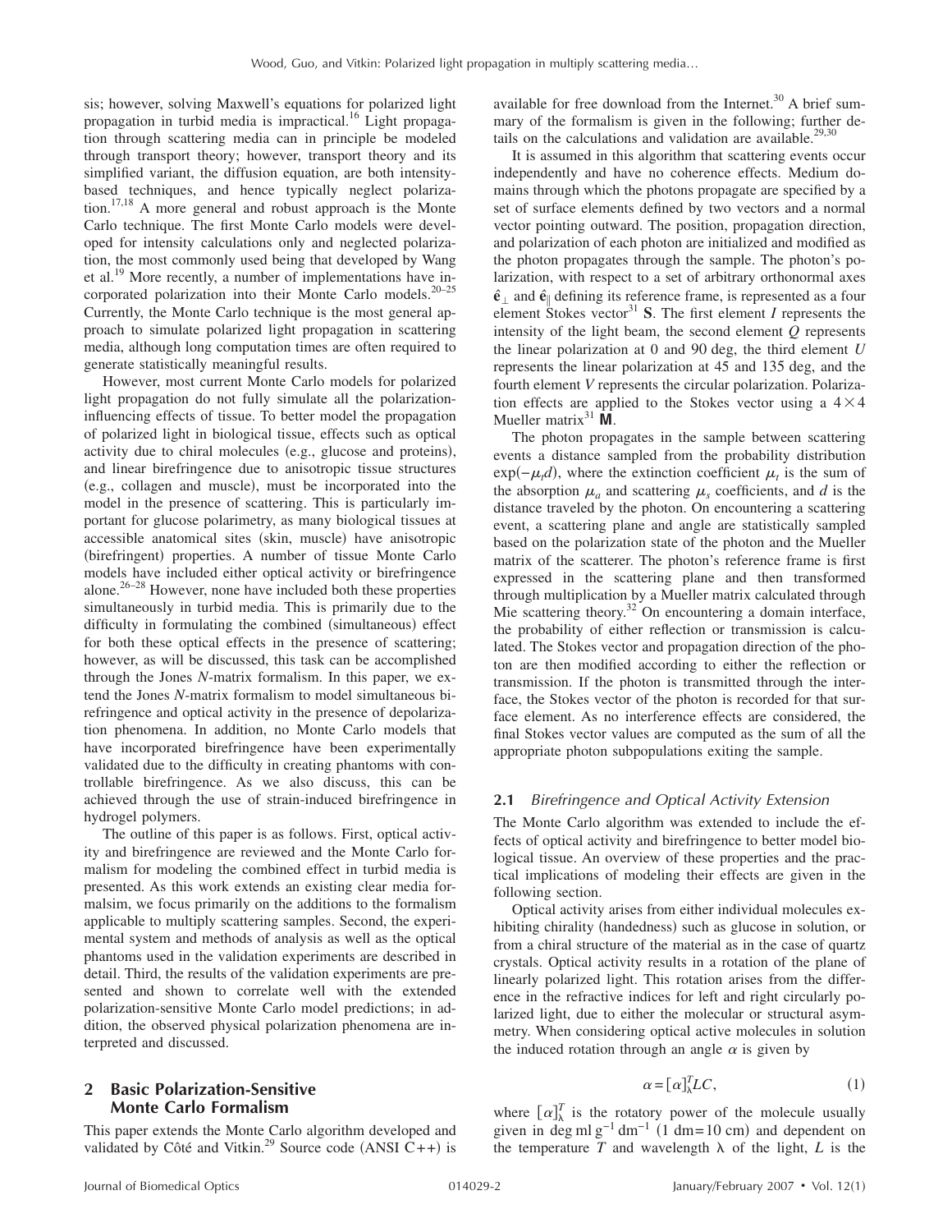sis; however, solving Maxwell's equations for polarized light propagation in turbid media is impractical.[16] Light propagation through scattering media can in principle be modeled through transport theory; however, transport theory and its simplified variant, the diffusion equation, are both intensity-based techniques, and hence typically neglect polarization.[17,18] A more general and robust approach is the Monte Carlo technique. The first Monte Carlo models were developed for intensity calculations only and neglected polarization, the most commonly used being that developed by Wang et al.[19] More recently, a number of implementations have incorporated polarization into their Monte Carlo models.[20–25] Currently, the Monte Carlo technique is the most general approach to simulate polarized light propagation in scattering media, although long computation times are often required to generate statistically meaningful results.

However, most current Monte Carlo models for polarized light propagation do not fully simulate all the polarization-influencing effects of tissue. To better model the propagation of polarized light in biological tissue, effects such as optical activity due to chiral molecules (e.g., glucose and proteins), and linear birefringence due to anisotropic tissue structures (e.g., collagen and muscle), must be incorporated into the model in the presence of scattering. This is particularly important for glucose polarimetry, as many biological tissues at accessible anatomical sites (skin, muscle) have anisotropic (birefringent) properties. A number of tissue Monte Carlo models have included either optical activity or birefringence alone.[26–28] However, none have included both these properties simultaneously in turbid media. This is primarily due to the difficulty in formulating the combined (simultaneous) effect for both these optical effects in the presence of scattering; however, as will be discussed, this task can be accomplished through the Jones *N*-matrix formalism. In this paper, we extend the Jones *N*-matrix formalism to model simultaneous birefringence and optical activity in the presence of depolarization phenomena. In addition, no Monte Carlo models that have incorporated birefringence have been experimentally validated due to the difficulty in creating phantoms with controllable birefringence. As we also discuss, this can be achieved through the use of strain-induced birefringence in hydrogel polymers.

The outline of this paper is as follows. First, optical activity and birefringence are reviewed and the Monte Carlo formalism for modeling the combined effect in turbid media is presented. As this work extends an existing clear media formalsim, we focus primarily on the additions to the formalism applicable to multiply scattering samples. Second, the experimental system and methods of analysis as well as the optical phantoms used in the validation experiments are described in detail. Third, the results of the validation experiments are presented and shown to correlate well with the extended polarization-sensitive Monte Carlo model predictions; in addition, the observed physical polarization phenomena are interpreted and discussed.

## 2 Basic Polarization-Sensitive Monte Carlo Formalism

This paper extends the Monte Carlo algorithm developed and validated by Côté and Vitkin.[29] Source code (ANSI C++) is available for free download from the Internet.[30] A brief summary of the formalism is given in the following; further details on the calculations and validation are available.[29,30]

It is assumed in this algorithm that scattering events occur independently and have no coherence effects. Medium domains through which the photons propagate are specified by a set of surface elements defined by two vectors and a normal vector pointing outward. The position, propagation direction, and polarization of each photon are initialized and modified as the photon propagates through the sample. The photon's polarization, with respect to a set of arbitrary orthonormal axes $\hat{\mathbf{e}}_{\perp}$ and $\hat{\mathbf{e}}_{\parallel}$ defining its reference frame, is represented as a four element Stokes vector[31] **S**. The first element *I* represents the intensity of the light beam, the second element *Q* represents the linear polarization at 0 and 90 deg, the third element *U* represents the linear polarization at 45 and 135 deg, and the fourth element *V* represents the circular polarization. Polarization effects are applied to the Stokes vector using a $4 \times 4$ Mueller matrix[31] **M**.

The photon propagates in the sample between scattering events a distance sampled from the probability distribution $\exp(-\mu_t d)$, where the extinction coefficient $\mu_t$ is the sum of the absorption $\mu_a$ and scattering $\mu_s$ coefficients, and $d$ is the distance traveled by the photon. On encountering a scattering event, a scattering plane and angle are statistically sampled based on the polarization state of the photon and the Mueller matrix of the scatterer. The photon's reference frame is first expressed in the scattering plane and then transformed through multiplication by a Mueller matrix calculated through Mie scattering theory.[32] On encountering a domain interface, the probability of either reflection or transmission is calculated. The Stokes vector and propagation direction of the photon are then modified according to either the reflection or transmission. If the photon is transmitted through the interface, the Stokes vector of the photon is recorded for that surface element. As no interference effects are considered, the final Stokes vector values are computed as the sum of all the appropriate photon subpopulations exiting the sample.

### 2.1 *Birefringence and Optical Activity Extension*

The Monte Carlo algorithm was extended to include the effects of optical activity and birefringence to better model biological tissue. An overview of these properties and the practical implications of modeling their effects are given in the following section.

Optical activity arises from either individual molecules exhibiting chirality (handedness) such as glucose in solution, or from a chiral structure of the material as in the case of quartz crystals. Optical activity results in a rotation of the plane of linearly polarized light. This rotation arises from the difference in the refractive indices for left and right circularly polarized light, due to either the molecular or structural asymmetry. When considering optical active molecules in solution the induced rotation through an angle $\alpha$ is given by

$$\alpha = [\alpha]_{\lambda}^{T} LC, \tag{1}$$

where $[\alpha]_{\lambda}^{T}$ is the rotatory power of the molecule usually given in $\deg\,\mathrm{ml}\,\mathrm{g}^{-1}\,\mathrm{dm}^{-1}$ ($1\ \mathrm{dm} = 10\ \mathrm{cm}$) and dependent on the temperature $T$ and wavelength $\lambda$ of the light, $L$ is the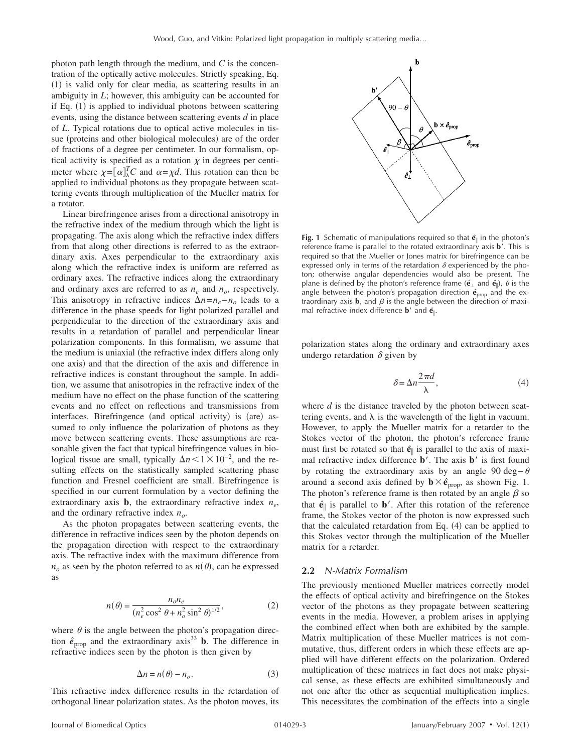photon path length through the medium, and $C$ is the concentration of the optically active molecules. Strictly speaking, Eq. (1) is valid only for clear media, as scattering results in an ambiguity in $L$; however, this ambiguity can be accounted for if Eq. (1) is applied to individual photons between scattering events, using the distance between scattering events $d$ in place of $L$. Typical rotations due to optical active molecules in tissue (proteins and other biological molecules) are of the order of fractions of a degree per centimeter. In our formalism, optical activity is specified as a rotation $\chi$ in degrees per centimeter where $\chi=[\alpha]_\lambda^T C$ and $\alpha=\chi d$. This rotation can then be applied to individual photons as they propagate between scattering events through multiplication of the Mueller matrix for a rotator.

Linear birefringence arises from a directional anisotropy in the refractive index of the medium through which the light is propagating. The axis along which the refractive index differs from that along other directions is referred to as the extraordinary axis. Axes perpendicular to the extraordinary axis along which the refractive index is uniform are referred as ordinary axes. The refractive indices along the extraordinary and ordinary axes are referred to as $n_e$ and $n_o$, respectively. This anisotropy in refractive indices $\Delta n = n_e - n_o$ leads to a difference in the phase speeds for light polarized parallel and perpendicular to the direction of the extraordinary axis and results in a retardation of parallel and perpendicular linear polarization components. In this formalism, we assume that the medium is uniaxial (the refractive index differs along only one axis) and that the direction of the axis and difference in refractive indices is constant throughout the sample. In addition, we assume that anisotropies in the refractive index of the medium have no effect on the phase function of the scattering events and no effect on reflections and transmissions from interfaces. Birefringence (and optical activity) is (are) assumed to only influence the polarization of photons as they move between scattering events. These assumptions are reasonable given the fact that typical birefringence values in biological tissue are small, typically $\Delta n < 1\times10^{-2}$, and the resulting effects on the statistically sampled scattering phase function and Fresnel coefficient are small. Birefringence is specified in our current formulation by a vector defining the extraordinary axis $\mathbf{b}$, the extraordinary refractive index $n_e$, and the ordinary refractive index $n_o$.

As the photon propagates between scattering events, the difference in refractive indices seen by the photon depends on the propagation direction with respect to the extraordinary axis. The refractive index with the maximum difference from $n_o$ as seen by the photon referred to as $n(\theta)$, can be expressed as

$$n(\theta) = \frac{n_o n_e}{(n_e^2 \cos^2 \theta + n_o^2 \sin^2 \theta)^{1/2}}, \tag{2}$$

where $\theta$ is the angle between the photon's propagation direction $\hat{\boldsymbol{e}}_{\text{prop}}$ and the extraordinary axis[33] $\mathbf{b}$. The difference in refractive indices seen by the photon is then given by

$$\Delta n = n(\theta) - n_o. \tag{3}$$

This refractive index difference results in the retardation of orthogonal linear polarization states. As the photon moves, its polarization states along the ordinary and extraordinary axes undergo retardation $\delta$ given by

$$\delta = \Delta n \frac{2\pi d}{\lambda}, \tag{4}$$

where $d$ is the distance traveled by the photon between scattering events, and $\lambda$ is the wavelength of the light in vacuum. However, to apply the Mueller matrix for a retarder to the Stokes vector of the photon, the photon's reference frame must first be rotated so that $\hat{\mathbf{e}}_\parallel$ is parallel to the axis of maximal refractive index difference $\mathbf{b}'$. The axis $\mathbf{b}'$ is first found by rotating the extraordinary axis by an angle $90\,\text{deg} - \theta$ around a second axis defined by $\mathbf{b}\times\hat{\mathbf{e}}_{\text{prop}}$, as shown Fig. 1. The photon's reference frame is then rotated by an angle $\beta$ so that $\hat{\mathbf{e}}_\parallel$ is parallel to $\mathbf{b}'$. After this rotation of the reference frame, the Stokes vector of the photon is now expressed such that the calculated retardation from Eq. (4) can be applied to this Stokes vector through the multiplication of the Mueller matrix for a retarder.

**Fig. 1** Schematic of manipulations required so that $\hat{\mathbf{e}}_\parallel$ in the photon's reference frame is parallel to the rotated extraordinary axis $\mathbf{b}'$. This is required so that the Mueller or Jones matrix for birefringence can be expressed only in terms of the retardation $\delta$ experienced by the photon; otherwise angular dependencies would also be present. The plane is defined by the photon's reference frame ($\hat{\mathbf{e}}_\perp$ and $\hat{\mathbf{e}}_\parallel$), $\theta$ is the angle between the photon's propagation direction $\hat{\mathbf{e}}_{\text{prop}}$ and the extraordinary axis $\mathbf{b}$, and $\beta$ is the angle between the direction of maximal refractive index difference $\mathbf{b}'$ and $\hat{\mathbf{e}}_\parallel$.

## 2.2 *N*-Matrix Formalism

The previously mentioned Mueller matrices correctly model the effects of optical activity and birefringence on the Stokes vector of the photons as they propagate between scattering events in the media. However, a problem arises in applying the combined effect when both are exhibited by the sample. Matrix multiplication of these Mueller matrices is not commutative, thus, different orders in which these effects are applied will have different effects on the polarization. Ordered multiplication of these matrices in fact does not make physical sense, as these effects are exhibited simultaneously and not one after the other as sequential multiplication implies. This necessitates the combination of the effects into a single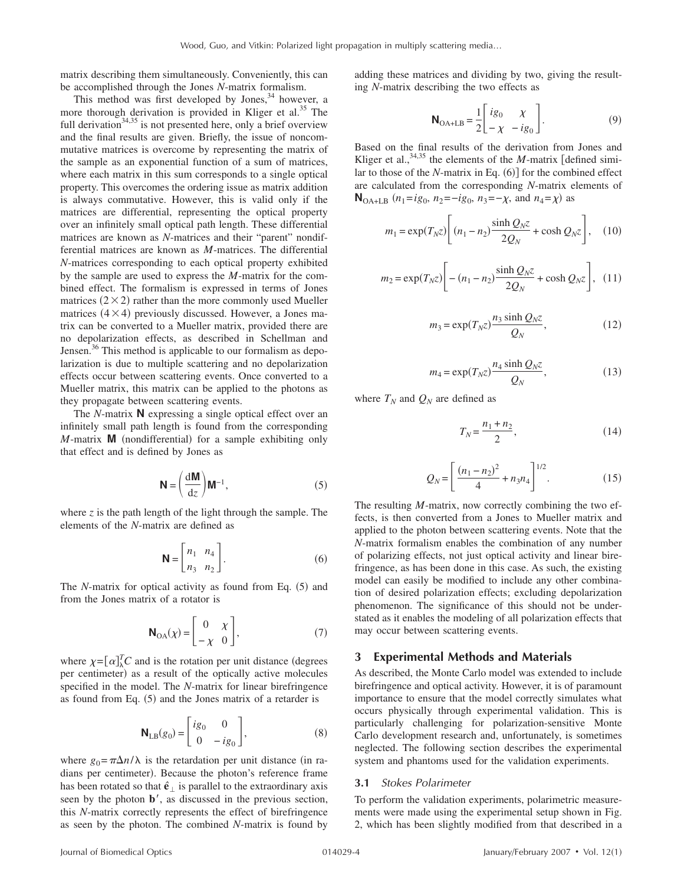matrix describing them simultaneously. Conveniently, this can be accomplished through the Jones $N$-matrix formalism.

This method was first developed by Jones,[34] however, a more thorough derivation is provided in Kliger et al.[35] The full derivation[34,35] is not presented here, only a brief overview and the final results are given. Briefly, the issue of noncommutative matrices is overcome by representing the matrix of the sample as an exponential function of a sum of matrices, where each matrix in this sum corresponds to a single optical property. This overcomes the ordering issue as matrix addition is always commutative. However, this is valid only if the matrices are differential, representing the optical property over an infinitely small optical path length. These differential matrices are known as $N$-matrices and their "parent" nondifferential matrices are known as $M$-matrices. The differential $N$-matrices corresponding to each optical property exhibited by the sample are used to express the $M$-matrix for the combined effect. The formalism is expressed in terms of Jones matrices $(2\times 2)$ rather than the more commonly used Mueller matrices $(4\times 4)$ previously discussed. However, a Jones matrix can be converted to a Mueller matrix, provided there are no depolarization effects, as described in Schellman and Jensen.[36] This method is applicable to our formalism as depolarization is due to multiple scattering and no depolarization effects occur between scattering events. Once converted to a Mueller matrix, this matrix can be applied to the photons as they propagate between scattering events.

The $N$-matrix $\mathbf{N}$ expressing a single optical effect over an infinitely small path length is found from the corresponding $M$-matrix $\mathbf{M}$ (nondifferential) for a sample exhibiting only that effect and is defined by Jones as

$$\mathbf{N} = \left(\frac{d\mathbf{M}}{dz}\right)\mathbf{M}^{-1}, \tag{5}$$

where $z$ is the path length of the light through the sample. The elements of the $N$-matrix are defined as

$$\mathbf{N} = \begin{bmatrix} n_1 & n_4 \\ n_3 & n_2 \end{bmatrix}. \tag{6}$$

The $N$-matrix for optical activity as found from Eq. (5) and from the Jones matrix of a rotator is

$$\mathbf{N}_{\mathrm{OA}}(\chi) = \begin{bmatrix} 0 & \chi \\ -\chi & 0 \end{bmatrix}, \tag{7}$$

where $\chi=[\alpha]_\lambda^T C$ and is the rotation per unit distance (degrees per centimeter) as a result of the optically active molecules specified in the model. The $N$-matrix for linear birefringence as found from Eq. (5) and the Jones matrix of a retarder is

$$\mathbf{N}_{\mathrm{LB}}(g_0) = \begin{bmatrix} ig_0 & 0 \\ 0 & -ig_0 \end{bmatrix}, \tag{8}$$

where $g_0=\pi\Delta n/\lambda$ is the retardation per unit distance (in radians per centimeter). Because the photon's reference frame has been rotated so that $\hat{\mathbf{e}}_\perp$ is parallel to the extraordinary axis seen by the photon $\mathbf{b}'$, as discussed in the previous section, this $N$-matrix correctly represents the effect of birefringence as seen by the photon. The combined $N$-matrix is found by adding these matrices and dividing by two, giving the resulting $N$-matrix describing the two effects as

$$\mathbf{N}_{\mathrm{OA+LB}} = \frac{1}{2}\begin{bmatrix} ig_0 & \chi \\ -\chi & -ig_0 \end{bmatrix}. \tag{9}$$

Based on the final results of the derivation from Jones and Kliger et al.,[34,35] the elements of the $M$-matrix [defined similar to those of the $N$-matrix in Eq. (6)] for the combined effect are calculated from the corresponding $N$-matrix elements of $\mathbf{N}_{\mathrm{OA+LB}}$ ($n_1=ig_0$, $n_2=-ig_0$, $n_3=-\chi$, and $n_4=\chi$) as

$$m_1 = \exp(T_N z)\left[(n_1-n_2)\frac{\sinh Q_N z}{2Q_N} + \cosh Q_N z\right], \tag{10}$$

$$m_2 = \exp(T_N z)\left[-(n_1-n_2)\frac{\sinh Q_N z}{2Q_N} + \cosh Q_N z\right], \tag{11}$$

$$m_3 = \exp(T_N z)\frac{n_3 \sinh Q_N z}{Q_N}, \tag{12}$$

$$m_4 = \exp(T_N z)\frac{n_4 \sinh Q_N z}{Q_N}, \tag{13}$$

where $T_N$ and $Q_N$ are defined as

$$T_N = \frac{n_1+n_2}{2}, \tag{14}$$

$$Q_N = \left[\frac{(n_1-n_2)^2}{4} + n_3 n_4\right]^{1/2}. \tag{15}$$

The resulting $M$-matrix, now correctly combining the two effects, is then converted from a Jones to Mueller matrix and applied to the photon between scattering events. Note that the $N$-matrix formalism enables the combination of any number of polarizing effects, not just optical activity and linear birefringence, as has been done in this case. As such, the existing model can easily be modified to include any other combination of desired polarization effects; excluding depolarization phenomenon. The significance of this should not be understated as it enables the modeling of all polarization effects that may occur between scattering events.

## 3 Experimental Methods and Materials

As described, the Monte Carlo model was extended to include birefringence and optical activity. However, it is of paramount importance to ensure that the model correctly simulates what occurs physically through experimental validation. This is particularly challenging for polarization-sensitive Monte Carlo development research and, unfortunately, is sometimes neglected. The following section describes the experimental system and phantoms used for the validation experiments.

### 3.1 *Stokes Polarimeter*

To perform the validation experiments, polarimetric measurements were made using the experimental setup shown in Fig. 2, which has been slightly modified from that described in a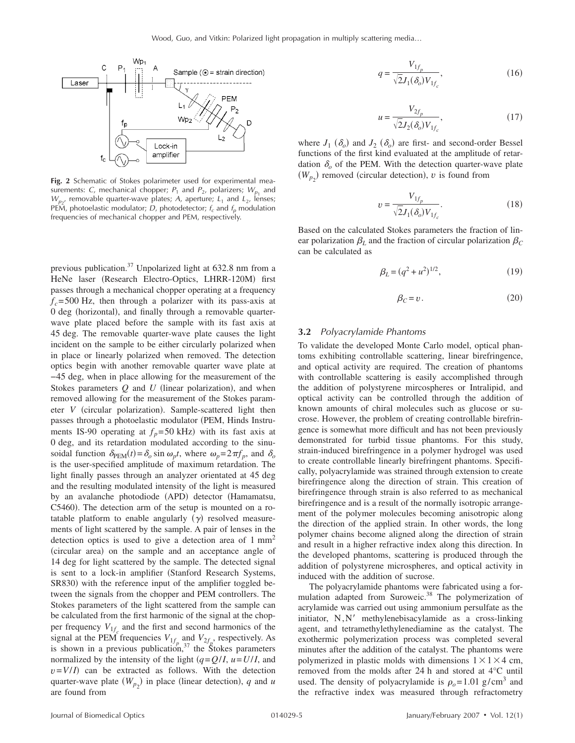**Fig. 2** Schematic of Stokes polarimeter used for experimental measurements: *C*, mechanical chopper; $P_1$ and $P_2$, polarizers; $W_{p_1}$ and $W_{p_2}$, removable quarter-wave plates; *A*, aperture; $L_1$ and $L_2$, lenses; PEM, photoelastic modulator; *D*, photodetector; $f_c$ and $f_p$ modulation frequencies of mechanical chopper and PEM, respectively.

previous publication.[37] Unpolarized light at 632.8 nm from a HeNe laser (Research Electro-Optics, LHRR-120M) first passes through a mechanical chopper operating at a frequency $f_c = 500$ Hz, then through a polarizer with its pass-axis at 0 deg (horizontal), and finally through a removable quarter-wave plate placed before the sample with its fast axis at 45 deg. The removable quarter-wave plate causes the light incident on the sample to be either circularly polarized when in place or linearly polarized when removed. The detection optics begin with another removable quarter wave plate at −45 deg, when in place allowing for the measurement of the Stokes parameters $Q$ and $U$ (linear polarization), and when removed allowing for the measurement of the Stokes parameter $V$ (circular polarization). Sample-scattered light then passes through a photoelastic modulator (PEM, Hinds Instruments IS-90 operating at $f_p = 50$ kHz) with its fast axis at 0 deg, and its retardation modulated according to the sinusoidal function $\delta_{\text{PEM}}(t) = \delta_o \sin \omega_p t$, where $\omega_p = 2\pi f_p$, and $\delta_o$ is the user-specified amplitude of maximum retardation. The light finally passes through an analyzer orientated at 45 deg and the resulting modulated intensity of the light is measured by an avalanche photodiode (APD) detector (Hamamatsu, C5460). The detection arm of the setup is mounted on a rotatable platform to enable angularly $(\gamma)$ resolved measurements of light scattered by the sample. A pair of lenses in the detection optics is used to give a detection area of 1 mm$^2$ (circular area) on the sample and an acceptance angle of 14 deg for light scattered by the sample. The detected signal is sent to a lock-in amplifier (Stanford Research Systems, SR830) with the reference input of the amplifier toggled between the signals from the chopper and PEM controllers. The Stokes parameters of the light scattered from the sample can be calculated from the first harmonic of the signal at the chopper frequency $V_{1f_c}$ and the first and second harmonics of the signal at the PEM frequencies $V_{1f_p}$ and $V_{2f_p}$, respectively. As is shown in a previous publication,[37] the Stokes parameters normalized by the intensity of the light ($q = Q/I$, $u = U/I$, and $v = V/I$) can be extracted as follows. With the detection quarter-wave plate $(W_{p_2})$ in place (linear detection), $q$ and $u$ are found from

$$q = \frac{V_{1f_p}}{\sqrt{2} J_1(\delta_o) V_{1f_c}}, \tag{16}$$

$$u = \frac{V_{2f_p}}{\sqrt{2} J_2(\delta_o) V_{1f_c}}, \tag{17}$$

where $J_1(\delta_o)$ and $J_2(\delta_o)$ are first- and second-order Bessel functions of the first kind evaluated at the amplitude of retardation $\delta_o$ of the PEM. With the detection quarter-wave plate $(W_{p_2})$ removed (circular detection), $v$ is found from

$$v = \frac{V_{1f_p}}{\sqrt{2} J_1(\delta_o) V_{1f_c}}. \tag{18}$$

Based on the calculated Stokes parameters the fraction of linear polarization $\beta_L$ and the fraction of circular polarization $\beta_C$ can be calculated as

$$\beta_L = (q^2 + u^2)^{1/2}, \tag{19}$$

$$\beta_C = v. \tag{20}$$

### 3.2 *Polyacrylamide Phantoms*

To validate the developed Monte Carlo model, optical phantoms exhibiting controllable scattering, linear birefringence, and optical activity are required. The creation of phantoms with controllable scattering is easily accomplished through the addition of polystyrene mircospheres or Intralipid, and optical activity can be controlled through the addition of known amounts of chiral molecules such as glucose or sucrose. However, the problem of creating controllable birefringence is somewhat more difficult and has not been previously demonstrated for turbid tissue phantoms. For this study, strain-induced birefringence in a polymer hydrogel was used to create controllable linearly birefringent phantoms. Specifically, polyacrylamide was strained through extension to create birefringence along the direction of strain. This creation of birefringence through strain is also referred to as mechanical birefringence and is a result of the normally isotropic arrangement of the polymer molecules becoming anisotropic along the direction of the applied strain. In other words, the long polymer chains become aligned along the direction of strain and result in a higher refractive index along this direction. In the developed phantoms, scattering is produced through the addition of polystyrene microspheres, and optical activity in induced with the addition of sucrose.

The polyacrylamide phantoms were fabricated using a formulation adapted from Suroweic.[38] The polymerization of acrylamide was carried out using ammonium persulfate as the initiator, N,N′ methylenebisacylamide as a cross-linking agent, and tetramethylethylenediamine as the catalyst. The exothermic polymerization process was completed several minutes after the addition of the catalyst. The phantoms were polymerized in plastic molds with dimensions $1 \times 1 \times 4$ cm, removed from the molds after 24 h and stored at 4°C until used. The density of polyacrylamide is $\rho_o = 1.01$ g/cm$^3$ and the refractive index was measured through refractometry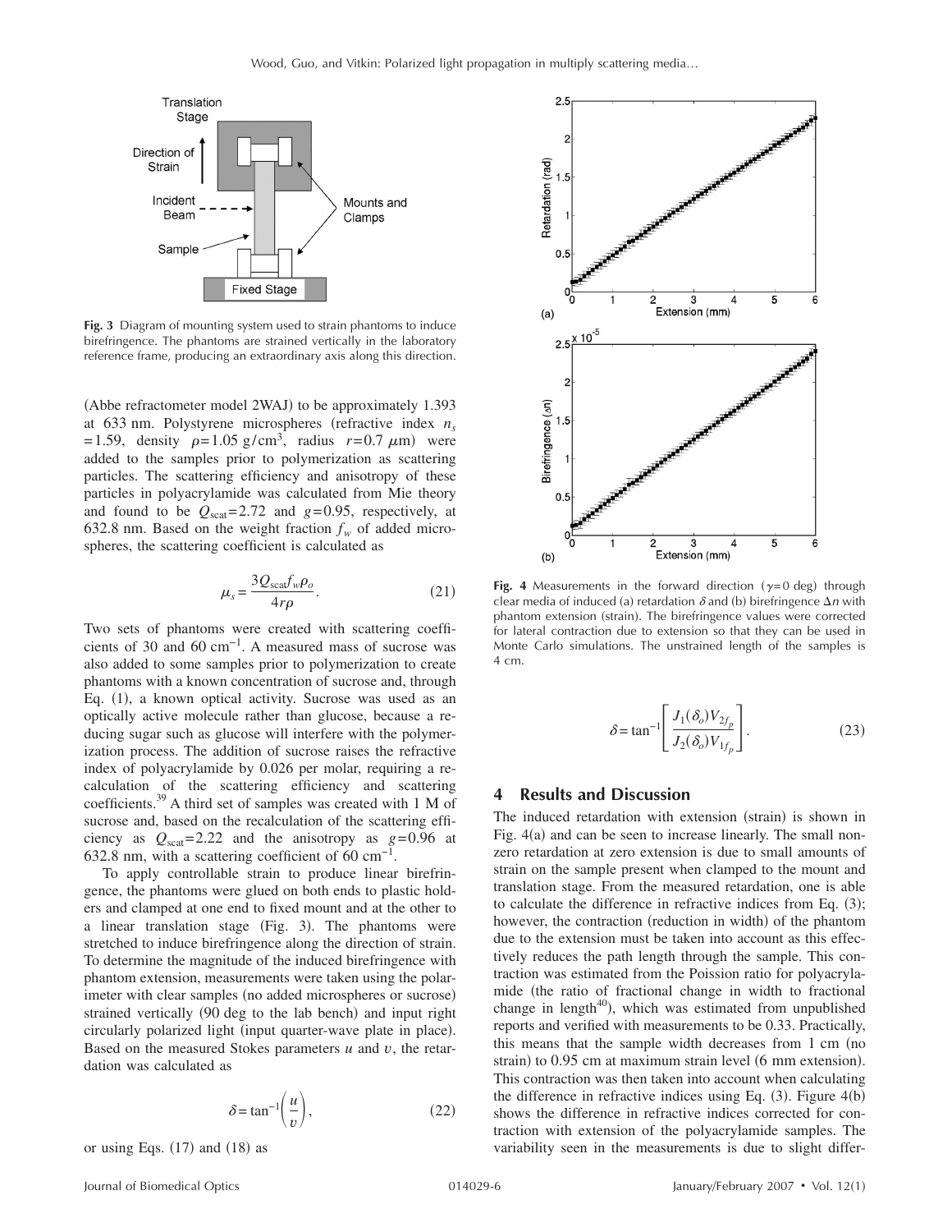**Fig. 3** Diagram of mounting system used to strain phantoms to induce birefringence. The phantoms are strained vertically in the laboratory reference frame, producing an extraordinary axis along this direction.

(Abbe refractometer model 2WAJ) to be approximately 1.393 at 633 nm. Polystyrene microspheres (refractive index $n_s = 1.59$, density $\rho = 1.05\ \mathrm{g/cm^3}$, radius $r = 0.7\ \mu\mathrm{m}$) were added to the samples prior to polymerization as scattering particles. The scattering efficiency and anisotropy of these particles in polyacrylamide was calculated from Mie theory and found to be $Q_{\mathrm{scat}} = 2.72$ and $g = 0.95$, respectively, at 632.8 nm. Based on the weight fraction $f_w$ of added microspheres, the scattering coefficient is calculated as

$$\mu_s = \frac{3Q_{\mathrm{scat}} f_w \rho_o}{4r\rho}. \tag{21}$$

Two sets of phantoms were created with scattering coefficients of 30 and 60 $\mathrm{cm}^{-1}$. A measured mass of sucrose was also added to some samples prior to polymerization to create phantoms with a known concentration of sucrose and, through Eq. (1), a known optical activity. Sucrose was used as an optically active molecule rather than glucose, because a reducing sugar such as glucose will interfere with the polymerization process. The addition of sucrose raises the refractive index of polyacrylamide by 0.026 per molar, requiring a recalculation of the scattering efficiency and scattering coefficients.[39] A third set of samples was created with 1 M of sucrose and, based on the recalculation of the scattering efficiency as $Q_{\mathrm{scat}} = 2.22$ and the anisotropy as $g = 0.96$ at 632.8 nm, with a scattering coefficient of 60 $\mathrm{cm}^{-1}$.

To apply controllable strain to produce linear birefringence, the phantoms were glued on both ends to plastic holders and clamped at one end to fixed mount and at the other to a linear translation stage (Fig. 3). The phantoms were stretched to induce birefringence along the direction of strain. To determine the magnitude of the induced birefringence with phantom extension, measurements were taken using the polarimeter with clear samples (no added microspheres or sucrose) strained vertically (90 deg to the lab bench) and input right circularly polarized light (input quarter-wave plate in place). Based on the measured Stokes parameters $u$ and $v$, the retardation was calculated as

$$\delta = \tan^{-1}\left(\frac{u}{v}\right), \tag{22}$$

or using Eqs. (17) and (18) as

**Fig. 4** Measurements in the forward direction ($\gamma = 0$ deg) through clear media of induced (a) retardation $\delta$ and (b) birefringence $\Delta n$ with phantom extension (strain). The birefringence values were corrected for lateral contraction due to extension so that they can be used in Monte Carlo simulations. The unstrained length of the samples is 4 cm.

$$\delta = \tan^{-1}\left[\frac{J_1(\delta_o)V_{2f_p}}{J_2(\delta_o)V_{1f_p}}\right]. \tag{23}$$

## 4 Results and Discussion

The induced retardation with extension (strain) is shown in Fig. 4(a) and can be seen to increase linearly. The small nonzero retardation at zero extension is due to small amounts of strain on the sample present when clamped to the mount and translation stage. From the measured retardation, one is able to calculate the difference in refractive indices from Eq. (3); however, the contraction (reduction in width) of the phantom due to the extension must be taken into account as this effectively reduces the path length through the sample. This contraction was estimated from the Poission ratio for polyacrylamide (the ratio of fractional change in width to fractional change in length[40]), which was estimated from unpublished reports and verified with measurements to be 0.33. Practically, this means that the sample width decreases from 1 cm (no strain) to 0.95 cm at maximum strain level (6 mm extension). This contraction was then taken into account when calculating the difference in refractive indices using Eq. (3). Figure 4(b) shows the difference in refractive indices corrected for contraction with extension of the polyacrylamide samples. The variability seen in the measurements is due to slight differ-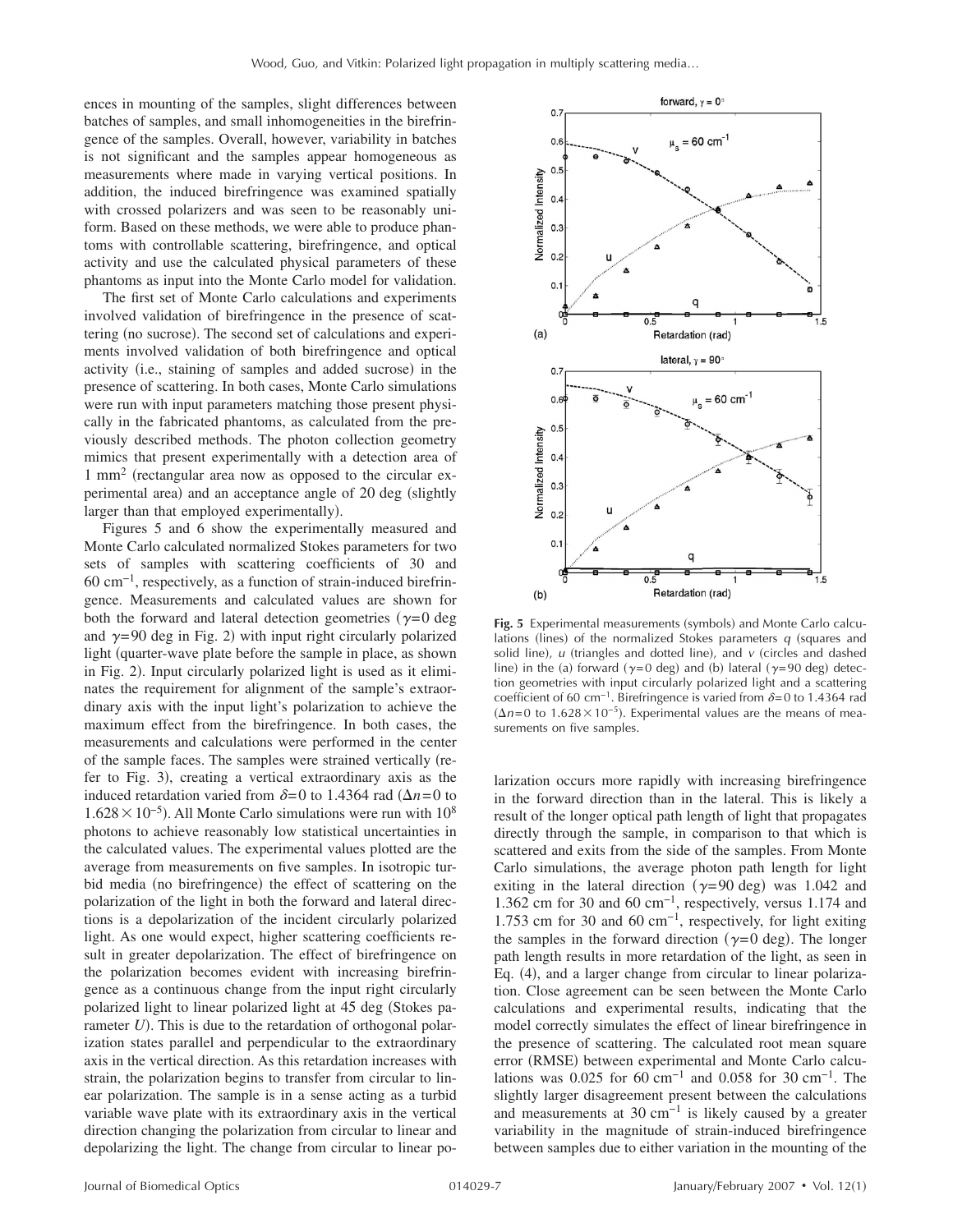ences in mounting of the samples, slight differences between batches of samples, and small inhomogeneities in the birefringence of the samples. Overall, however, variability in batches is not significant and the samples appear homogeneous as measurements where made in varying vertical positions. In addition, the induced birefringence was examined spatially with crossed polarizers and was seen to be reasonably uniform. Based on these methods, we were able to produce phantoms with controllable scattering, birefringence, and optical activity and use the calculated physical parameters of these phantoms as input into the Monte Carlo model for validation.

The first set of Monte Carlo calculations and experiments involved validation of birefringence in the presence of scattering (no sucrose). The second set of calculations and experiments involved validation of both birefringence and optical activity (i.e., staining of samples and added sucrose) in the presence of scattering. In both cases, Monte Carlo simulations were run with input parameters matching those present physically in the fabricated phantoms, as calculated from the previously described methods. The photon collection geometry mimics that present experimentally with a detection area of $1\ \mathrm{mm}^2$ (rectangular area now as opposed to the circular experimental area) and an acceptance angle of 20 deg (slightly larger than that employed experimentally).

Figures 5 and 6 show the experimentally measured and Monte Carlo calculated normalized Stokes parameters for two sets of samples with scattering coefficients of 30 and $60\ \mathrm{cm}^{-1}$, respectively, as a function of strain-induced birefringence. Measurements and calculated values are shown for both the forward and lateral detection geometries ($\gamma=0$ deg and $\gamma=90$ deg in Fig. 2) with input right circularly polarized light (quarter-wave plate before the sample in place, as shown in Fig. 2). Input circularly polarized light is used as it eliminates the requirement for alignment of the sample's extraordinary axis with the input light's polarization to achieve the maximum effect from the birefringence. In both cases, the measurements and calculations were performed in the center of the sample faces. The samples were strained vertically (refer to Fig. 3), creating a vertical extraordinary axis as the induced retardation varied from $\delta=0$ to 1.4364 rad ($\Delta n=0$ to $1.628\times10^{-5}$). All Monte Carlo simulations were run with $10^8$ photons to achieve reasonably low statistical uncertainties in the calculated values. The experimental values plotted are the average from measurements on five samples. In isotropic turbid media (no birefringence) the effect of scattering on the polarization of the light in both the forward and lateral directions is a depolarization of the incident circularly polarized light. As one would expect, higher scattering coefficients result in greater depolarization. The effect of birefringence on the polarization becomes evident with increasing birefringence as a continuous change from the input right circularly polarized light to linear polarized light at 45 deg (Stokes parameter $U$). This is due to the retardation of orthogonal polarization states parallel and perpendicular to the extraordinary axis in the vertical direction. As this retardation increases with strain, the polarization begins to transfer from circular to linear polarization. The sample is in a sense acting as a turbid variable wave plate with its extraordinary axis in the vertical direction changing the polarization from circular to linear and depolarizing the light. The change from circular to linear polarization occurs more rapidly with increasing birefringence in the forward direction than in the lateral. This is likely a result of the longer optical path length of light that propagates directly through the sample, in comparison to that which is scattered and exits from the side of the samples. From Monte Carlo simulations, the average photon path length for light exiting in the lateral direction ($\gamma=90$ deg) was 1.042 and 1.362 cm for 30 and $60\ \mathrm{cm}^{-1}$, respectively, versus 1.174 and 1.753 cm for 30 and $60\ \mathrm{cm}^{-1}$, respectively, for light exiting the samples in the forward direction ($\gamma=0$ deg). The longer path length results in more retardation of the light, as seen in Eq. (4), and a larger change from circular to linear polarization. Close agreement can be seen between the Monte Carlo calculations and experimental results, indicating that the model correctly simulates the effect of linear birefringence in the presence of scattering. The calculated root mean square error (RMSE) between experimental and Monte Carlo calculations was 0.025 for $60\ \mathrm{cm}^{-1}$ and 0.058 for $30\ \mathrm{cm}^{-1}$. The slightly larger disagreement present between the calculations and measurements at $30\ \mathrm{cm}^{-1}$ is likely caused by a greater variability in the magnitude of strain-induced birefringence between samples due to either variation in the mounting of the

**Fig. 5** Experimental measurements (symbols) and Monte Carlo calculations (lines) of the normalized Stokes parameters $q$ (squares and solid line), $u$ (triangles and dotted line), and $v$ (circles and dashed line) in the (a) forward ($\gamma=0$ deg) and (b) lateral ($\gamma=90$ deg) detection geometries with input circularly polarized light and a scattering coefficient of $60\ \mathrm{cm}^{-1}$. Birefringence is varied from $\delta=0$ to 1.4364 rad ($\Delta n=0$ to $1.628\times10^{-5}$). Experimental values are the means of measurements on five samples.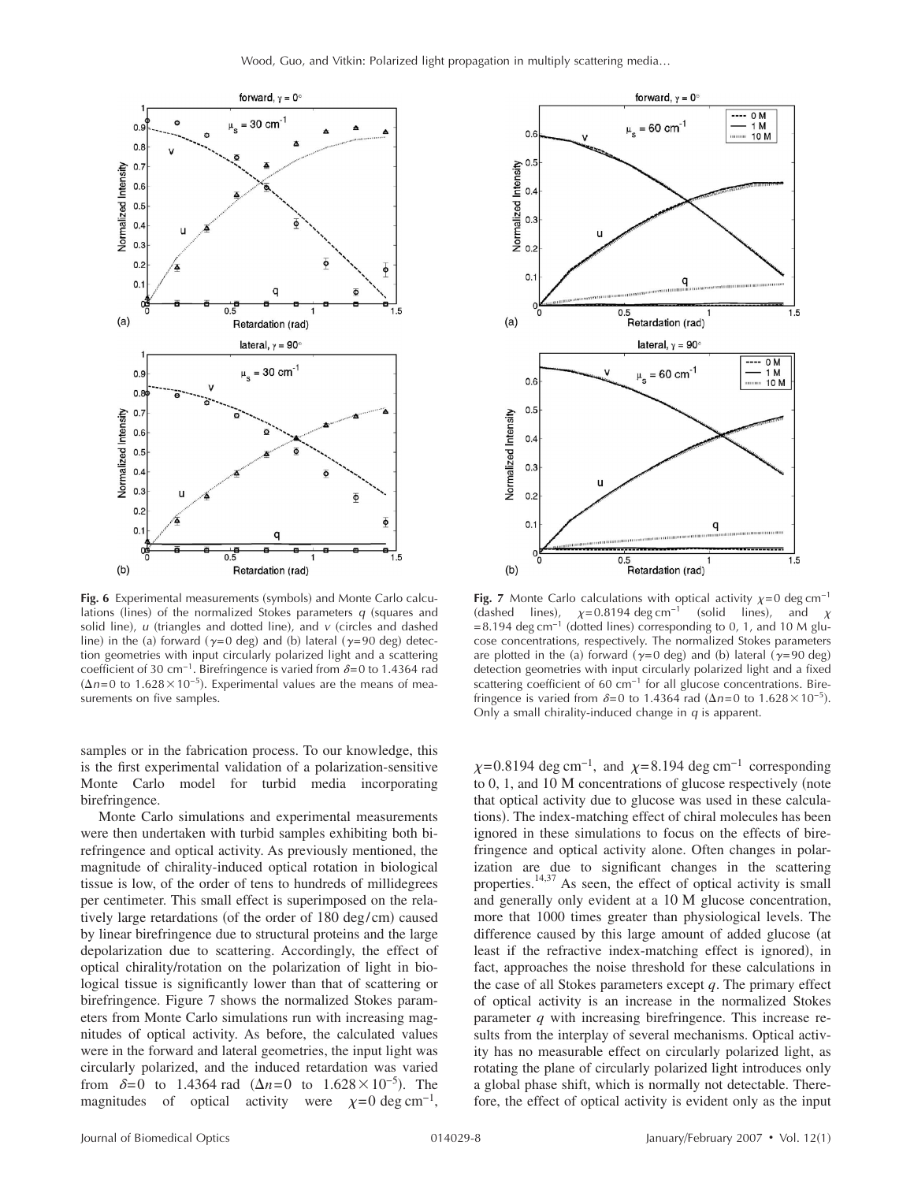**Fig. 6** Experimental measurements (symbols) and Monte Carlo calculations (lines) of the normalized Stokes parameters $q$ (squares and solid line), $u$ (triangles and dotted line), and $v$ (circles and dashed line) in the (a) forward ($\gamma$=0 deg) and (b) lateral ($\gamma$=90 deg) detection geometries with input circularly polarized light and a scattering coefficient of 30 cm$^{-1}$. Birefringence is varied from $\delta$=0 to 1.4364 rad ($\Delta n$=0 to $1.628\times10^{-5}$). Experimental values are the means of measurements on five samples.

**Fig. 7** Monte Carlo calculations with optical activity $\chi$=0 deg cm$^{-1}$ (dashed lines), $\chi$=0.8194 deg cm$^{-1}$ (solid lines), and $\chi$=8.194 deg cm$^{-1}$ (dotted lines) corresponding to 0, 1, and 10 M glucose concentrations, respectively. The normalized Stokes parameters are plotted in the (a) forward ($\gamma$=0 deg) and (b) lateral ($\gamma$=90 deg) detection geometries with input circularly polarized light and a fixed scattering coefficient of 60 cm$^{-1}$ for all glucose concentrations. Birefringence is varied from $\delta$=0 to 1.4364 rad ($\Delta n$=0 to $1.628\times10^{-5}$). Only a small chirality-induced change in $q$ is apparent.

samples or in the fabrication process. To our knowledge, this is the first experimental validation of a polarization-sensitive Monte Carlo model for turbid media incorporating birefringence.

Monte Carlo simulations and experimental measurements were then undertaken with turbid samples exhibiting both birefringence and optical activity. As previously mentioned, the magnitude of chirality-induced optical rotation in biological tissue is low, of the order of tens to hundreds of millidegrees per centimeter. This small effect is superimposed on the relatively large retardations (of the order of 180 deg/cm) caused by linear birefringence due to structural proteins and the large depolarization due to scattering. Accordingly, the effect of optical chirality/rotation on the polarization of light in biological tissue is significantly lower than that of scattering or birefringence. Figure 7 shows the normalized Stokes parameters from Monte Carlo simulations run with increasing magnitudes of optical activity. As before, the calculated values were in the forward and lateral geometries, the input light was circularly polarized, and the induced retardation was varied from $\delta$=0 to 1.4364 rad ($\Delta n$=0 to $1.628\times10^{-5}$). The magnitudes of optical activity were $\chi$=0 deg cm$^{-1}$, $\chi$=0.8194 deg cm$^{-1}$, and $\chi$=8.194 deg cm$^{-1}$ corresponding to 0, 1, and 10 M concentrations of glucose respectively (note that optical activity due to glucose was used in these calculations). The index-matching effect of chiral molecules has been ignored in these simulations to focus on the effects of birefringence and optical activity alone. Often changes in polarization are due to significant changes in the scattering properties.[14,37] As seen, the effect of optical activity is small and generally only evident at a 10 M glucose concentration, more that 1000 times greater than physiological levels. The difference caused by this large amount of added glucose (at least if the refractive index-matching effect is ignored), in fact, approaches the noise threshold for these calculations in the case of all Stokes parameters except $q$. The primary effect of optical activity is an increase in the normalized Stokes parameter $q$ with increasing birefringence. This increase results from the interplay of several mechanisms. Optical activity has no measurable effect on circularly polarized light, as rotating the plane of circularly polarized light introduces only a global phase shift, which is normally not detectable. Therefore, the effect of optical activity is evident only as the input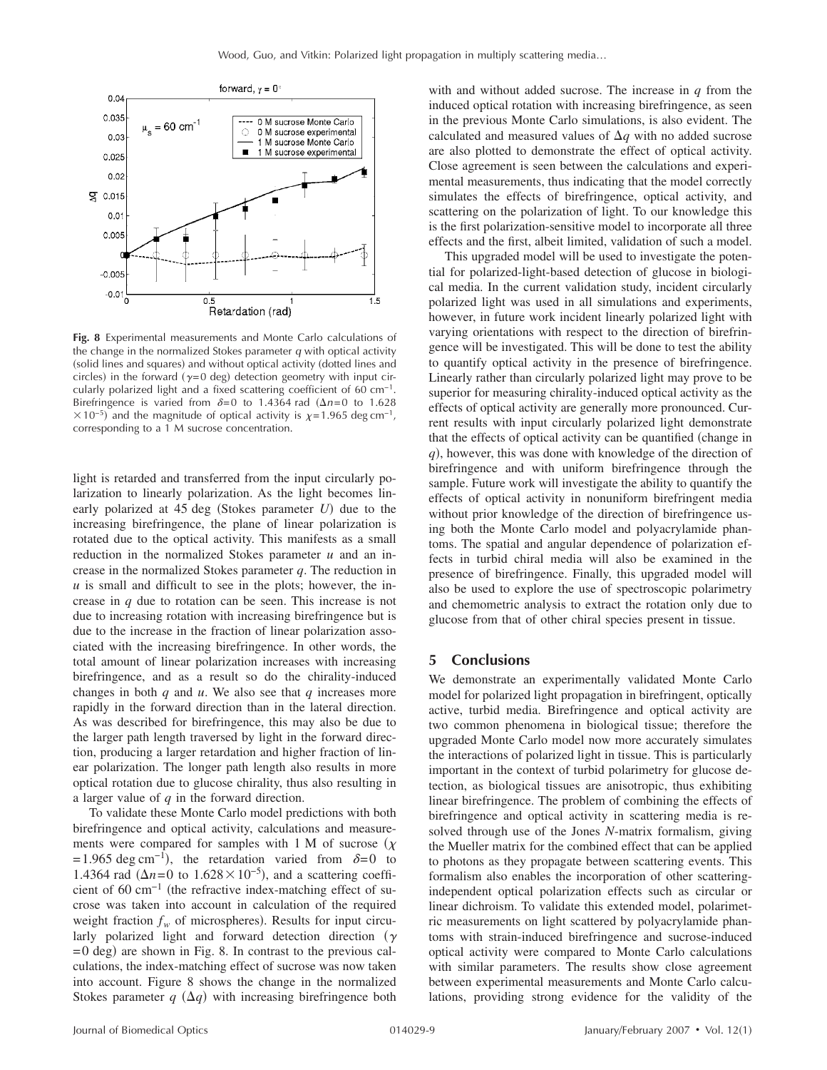**Fig. 8** Experimental measurements and Monte Carlo calculations of the change in the normalized Stokes parameter $q$ with optical activity (solid lines and squares) and without optical activity (dotted lines and circles) in the forward ($\gamma=0$ deg) detection geometry with input circularly polarized light and a fixed scattering coefficient of 60 $cm^{-1}$. Birefringence is varied from $\delta=0$ to 1.4364 rad ($\Delta n=0$ to $1.628 \times 10^{-5}$) and the magnitude of optical activity is $\chi=1.965$ deg $cm^{-1}$, corresponding to a 1 M sucrose concentration.

light is retarded and transferred from the input circularly polarization to linearly polarization. As the light becomes linearly polarized at 45 deg (Stokes parameter $U$) due to the increasing birefringence, the plane of linear polarization is rotated due to the optical activity. This manifests as a small reduction in the normalized Stokes parameter $u$ and an increase in the normalized Stokes parameter $q$. The reduction in $u$ is small and difficult to see in the plots; however, the increase in $q$ due to rotation can be seen. This increase is not due to increasing rotation with increasing birefringence but is due to the increase in the fraction of linear polarization associated with the increasing birefringence. In other words, the total amount of linear polarization increases with increasing birefringence, and as a result so do the chirality-induced changes in both $q$ and $u$. We also see that $q$ increases more rapidly in the forward direction than in the lateral direction. As was described for birefringence, this may also be due to the larger path length traversed by light in the forward direction, producing a larger retardation and higher fraction of linear polarization. The longer path length also results in more optical rotation due to glucose chirality, thus also resulting in a larger value of $q$ in the forward direction.

To validate these Monte Carlo model predictions with both birefringence and optical activity, calculations and measurements were compared for samples with 1 M of sucrose ($\chi=1.965$ deg $cm^{-1}$), the retardation varied from $\delta=0$ to 1.4364 rad ($\Delta n=0$ to $1.628\times10^{-5}$), and a scattering coefficient of 60 $cm^{-1}$ (the refractive index-matching effect of sucrose was taken into account in calculation of the required weight fraction $f_w$ of microspheres). Results for input circularly polarized light and forward detection direction ($\gamma=0$ deg) are shown in Fig. 8. In contrast to the previous calculations, the index-matching effect of sucrose was now taken into account. Figure 8 shows the change in the normalized Stokes parameter $q$ ($\Delta q$) with increasing birefringence both with and without added sucrose. The increase in $q$ from the induced optical rotation with increasing birefringence, as seen in the previous Monte Carlo simulations, is also evident. The calculated and measured values of $\Delta q$ with no added sucrose are also plotted to demonstrate the effect of optical activity. Close agreement is seen between the calculations and experimental measurements, thus indicating that the model correctly simulates the effects of birefringence, optical activity, and scattering on the polarization of light. To our knowledge this is the first polarization-sensitive model to incorporate all three effects and the first, albeit limited, validation of such a model.

This upgraded model will be used to investigate the potential for polarized-light-based detection of glucose in biological media. In the current validation study, incident circularly polarized light was used in all simulations and experiments, however, in future work incident linearly polarized light with varying orientations with respect to the direction of birefringence will be investigated. This will be done to test the ability to quantify optical activity in the presence of birefringence. Linearly rather than circularly polarized light may prove to be superior for measuring chirality-induced optical activity as the effects of optical activity are generally more pronounced. Current results with input circularly polarized light demonstrate that the effects of optical activity can be quantified (change in $q$), however, this was done with knowledge of the direction of birefringence and with uniform birefringence through the sample. Future work will investigate the ability to quantify the effects of optical activity in nonuniform birefringent media without prior knowledge of the direction of birefringence using both the Monte Carlo model and polyacrylamide phantoms. The spatial and angular dependence of polarization effects in turbid chiral media will also be examined in the presence of birefringence. Finally, this upgraded model will also be used to explore the use of spectroscopic polarimetry and chemometric analysis to extract the rotation only due to glucose from that of other chiral species present in tissue.

## 5 Conclusions

We demonstrate an experimentally validated Monte Carlo model for polarized light propagation in birefringent, optically active, turbid media. Birefringence and optical activity are two common phenomena in biological tissue; therefore the upgraded Monte Carlo model now more accurately simulates the interactions of polarized light in tissue. This is particularly important in the context of turbid polarimetry for glucose detection, as biological tissues are anisotropic, thus exhibiting linear birefringence. The problem of combining the effects of birefringence and optical activity in scattering media is resolved through use of the Jones $N$-matrix formalism, giving the Mueller matrix for the combined effect that can be applied to photons as they propagate between scattering events. This formalism also enables the incorporation of other scattering-independent optical polarization effects such as circular or linear dichroism. To validate this extended model, polarimetric measurements on light scattered by polyacrylamide phantoms with strain-induced birefringence and sucrose-induced optical activity were compared to Monte Carlo calculations with similar parameters. The results show close agreement between experimental measurements and Monte Carlo calculations, providing strong evidence for the validity of the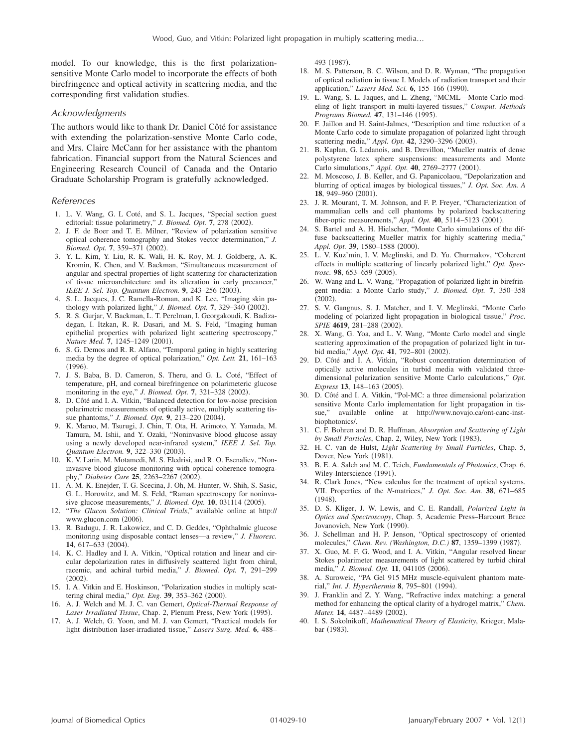model. To our knowledge, this is the first polarization-sensitive Monte Carlo model to incorporate the effects of both birefringence and optical activity in scattering media, and the corresponding first validation studies.

## Acknowledgments

The authors would like to thank Dr. Daniel Côté for assistance with extending the polarization-senstive Monte Carlo code, and Mrs. Claire McCann for her assistance with the phantom fabrication. Financial support from the Natural Sciences and Engineering Research Council of Canada and the Ontario Graduate Scholarship Program is gratefully acknowledged.

## References

1. L. V. Wang, G. L Coté, and S. L. Jacques, "Special section guest editorial: tissue polarimetry," *J. Biomed. Opt.* **7**, 278 (2002).
2. J. F. de Boer and T. E. Milner, "Review of polarization sensitive optical coherence tomography and Stokes vector determination," *J. Biomed. Opt.* **7**, 359–371 (2002).
3. Y. L. Kim, Y. Liu, R. K. Wali, H. K. Roy, M. J. Goldberg, A. K. Kromin, K. Chen, and V. Backman, "Simultaneous measurement of angular and spectral properties of light scattering for characterization of tissue microarchitecture and its alteration in early precancer," *IEEE J. Sel. Top. Quantum Electron.* **9**, 243–256 (2003).
4. S. L. Jacques, J. C. Ramella-Roman, and K. Lee, "Imaging skin pathology with polarized light," *J. Biomed. Opt.* **7**, 329–340 (2002).
5. R. S. Gurjar, V. Backman, L. T. Perelman, I. Georgakoudi, K. Badizadegan, I. Itzkan, R. R. Dasari, and M. S. Feld, "Imaging human epithelial properties with polarized light scattering spectroscopy," *Nature Med.* **7**, 1245–1249 (2001).
6. S. G. Demos and R. R. Alfano, "Temporal gating in highly scattering media by the degree of optical polarization," *Opt. Lett.* **21**, 161–163 (1996).
7. J. S. Baba, B. D. Cameron, S. Theru, and G. L. Coté, "Effect of temperature, pH, and corneal birefringence on polarimeteric glucose monitoring in the eye," *J. Biomed. Opt.* **7**, 321–328 (2002).
8. D. Côté and I. A. Vitkin, "Balanced detection for low-noise precision polarimetric measurements of optically active, multiply scattering tissue phantoms," *J. Biomed. Opt.* **9**, 213–220 (2004).
9. K. Maruo, M. Tsurugi, J. Chin, T. Ota, H. Arimoto, Y. Yamada, M. Tamura, M. Ishii, and Y. Ozaki, "Noninvasive blood glucose assay using a newly developed near-infrared system," *IEEE J. Sel. Top. Quantum Electron.* **9**, 322–330 (2003).
10. K. V. Larin, M. Motamedi, M. S. Eledrisi, and R. O. Esenaliev, "Noninvasive blood glucose monitoring with optical coherence tomography," *Diabetes Care* **25**, 2263–2267 (2002).
11. A. M. K. Enejder, T. G. Scecina, J. Oh, M. Hunter, W. Shih, S. Sasic, G. L. Horowitz, and M. S. Feld, "Raman spectroscopy for noninvasive glucose measurements," *J. Biomed. Opt.* **10**, 031114 (2005).
12. "*The Glucon Solution: Clinical Trials*," available online at http://www.glucon.com (2006).
13. R. Badugu, J. R. Lakowicz, and C. D. Geddes, "Ophthalmic glucose monitoring using disposable contact lenses—a review," *J. Fluoresc.* **14**, 617–633 (2004).
14. K. C. Hadley and I. A. Vitkin, "Optical rotation and linear and circular depolarization rates in diffusively scattered light from chiral, racemic, and achiral turbid media," *J. Biomed. Opt.* **7**, 291–299 (2002).
15. I. A. Vitkin and E. Hoskinson, "Polarization studies in multiply scattering chiral media," *Opt. Eng.* **39**, 353–362 (2000).
16. A. J. Welch and M. J. C. van Gemert, *Optical-Thermal Response of Laser Irradiated Tissue*, Chap. 2, Plenum Press, New York (1995).
17. A. J. Welch, G. Yoon, and M. J. van Gemert, "Practical models for light distribution laser-irradiated tissue," *Lasers Surg. Med.* **6**, 488–493 (1987).
18. M. S. Patterson, B. C. Wilson, and D. R. Wyman, "The propagation of optical radiation in tissue I. Models of radiation transport and their application," *Lasers Med. Sci.* **6**, 155–166 (1990).
19. L. Wang, S. L. Jaques, and L. Zheng, "MCML—Monte Carlo modeling of light transport in multi-layered tissues," *Comput. Methods Programs Biomed.* **47**, 131–146 (1995).
20. F. Jaillon and H. Saint-Jalmes, "Description and time reduction of a Monte Carlo code to simulate propagation of polarized light through scattering media," *Appl. Opt.* **42**, 3290–3296 (2003).
21. B. Kaplan, G. Ledanois, and B. Drevillon, "Mueller matrix of dense polystyrene latex sphere suspensions: measurements and Monte Carlo simulations," *Appl. Opt.* **40**, 2769–2777 (2001).
22. M. Moscoso, J. B. Keller, and G. Papanicolaou, "Depolarization and blurring of optical images by biological tissues," *J. Opt. Soc. Am. A* **18**, 949–960 (2001).
23. J. R. Mourant, T. M. Johnson, and F. P. Freyer, "Characterization of mammalian cells and cell phantoms by polarized backscattering fiber-optic measurements," *Appl. Opt.* **40**, 5114–5123 (2001).
24. S. Bartel and A. H. Hielscher, "Monte Carlo simulations of the diffuse backscattering Mueller matrix for highly scattering media," *Appl. Opt.* **39**, 1580–1588 (2000).
25. L. V. Kuz'min, I. V. Meglinski, and D. Yu. Churmakov, "Coherent effects in multiple scattering of linearly polarized light," *Opt. Spectrosc.* **98**, 653–659 (2005).
26. W. Wang and L. V. Wang, "Propagation of polarized light in birefringent media: a Monte Carlo study," *J. Biomed. Opt.* **7**, 350–358 (2002).
27. S. V. Gangnus, S. J. Matcher, and I. V. Meglinski, "Monte Carlo modeling of polarized light propagation in biological tissue," *Proc. SPIE* **4619**, 281–288 (2002).
28. X. Wang, G. Yoa, and L. V. Wang, "Monte Carlo model and single scattering approximation of the propagation of polarized light in turbid media," *Appl. Opt.* **41**, 792–801 (2002).
29. D. Côté and I. A. Vitkin, "Robust concentration determination of optically active molecules in turbid media with validated three-dimensional polarization sensitive Monte Carlo calculations," *Opt. Express* **13**, 148–163 (2005).
30. D. Côté and I. A. Vitkin, "Pol-MC: a three dimensional polarization sensitive Monte Carlo implementation for light propagation in tissue," available online at http://www.novajo.ca/ont-canc-inst-biophotonics/.
31. C. F. Bohren and D. R. Huffman, *Absorption and Scattering of Light by Small Particles*, Chap. 2, Wiley, New York (1983).
32. H. C. van de Hulst, *Light Scattering by Small Particles*, Chap. 5, Dover, New York (1981).
33. B. E. A. Saleh and M. C. Teich, *Fundamentals of Photonics*, Chap. 6, Wiley-Interscience (1991).
34. R. Clark Jones, "New calculus for the treatment of optical systems. VII. Properties of the *N*-matrices," *J. Opt. Soc. Am.* **38**, 671–685 (1948).
35. D. S. Kliger, J. W. Lewis, and C. E. Randall, *Polarized Light in Optics and Spectroscopy*, Chap. 5, Academic Press–Harcourt Brace Jovanovich, New York (1990).
36. J. Schellman and H. P. Jenson, "Optical spectroscopy of oriented molecules," *Chem. Rev. (Washington, D.C.)* **87**, 1359–1399 (1987).
37. X. Guo, M. F. G. Wood, and I. A. Vitkin, "Angular resolved linear Stokes polarimeter measurements of light scattered by turbid chiral media," *J. Biomed. Opt.* **11**, 041105 (2006).
38. A. Suroweic, "PA Gel 915 MHz muscle-equivalent phantom material," *Int. J. Hyperthermia* **8**, 795–801 (1994).
39. J. Franklin and Z. Y. Wang, "Refractive index matching: a general method for enhancing the optical clarity of a hydrogel matrix," *Chem. Mater.* **14**, 4487–4489 (2002).
40. I. S. Sokolnikoff, *Mathematical Theory of Elasticity*, Krieger, Malabar (1983).